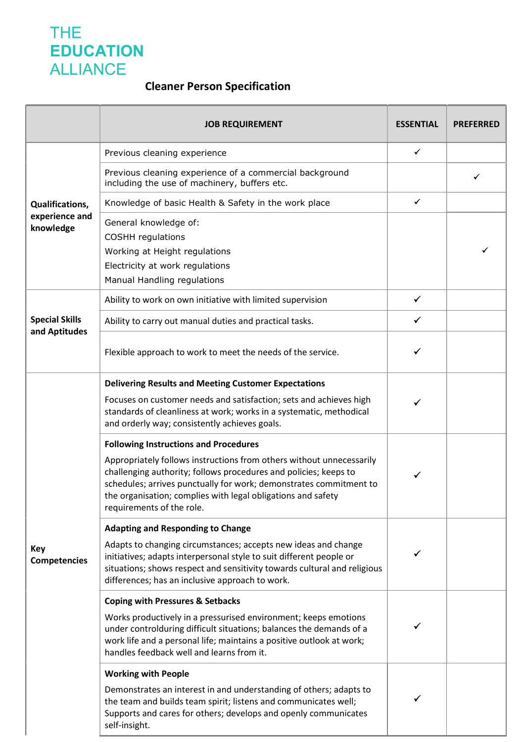THE
**EDUCATION**
ALLIANCE

## Cleaner Person Specification

| | JOB REQUIREMENT | ESSENTIAL | PREFERRED |
|---|---|---|---|
| **Qualifications, experience and knowledge** | Previous cleaning experience | ✓ | |
| | Previous cleaning experience of a commercial background including the use of machinery, buffers etc. | | ✓ |
| | Knowledge of basic Health & Safety in the work place | ✓ | |
| | General knowledge of:<br>COSHH regulations<br>Working at Height regulations<br>Electricity at work regulations<br>Manual Handling regulations | | ✓ |
| **Special Skills and Aptitudes** | Ability to work on own initiative with limited supervision | ✓ | |
| | Ability to carry out manual duties and practical tasks. | ✓ | |
| | Flexible approach to work to meet the needs of the service. | ✓ | |
| **Key Competencies** | **Delivering Results and Meeting Customer Expectations**<br>Focuses on customer needs and satisfaction; sets and achieves high standards of cleanliness at work; works in a systematic, methodical and orderly way; consistently achieves goals. | ✓ | |
| | **Following Instructions and Procedures**<br>Appropriately follows instructions from others without unnecessarily challenging authority; follows procedures and policies; keeps to schedules; arrives punctually for work; demonstrates commitment to the organisation; complies with legal obligations and safety requirements of the role. | ✓ | |
| | **Adapting and Responding to Change**<br>Adapts to changing circumstances; accepts new ideas and change initiatives; adapts interpersonal style to suit different people or situations; shows respect and sensitivity towards cultural and religious differences; has an inclusive approach to work. | ✓ | |
| | **Coping with Pressures & Setbacks**<br>Works productively in a pressurised environment; keeps emotions under controlduring difficult situations; balances the demands of a work life and a personal life; maintains a positive outlook at work; handles feedback well and learns from it. | ✓ | |
| | **Working with People**<br>Demonstrates an interest in and understanding of others; adapts to the team and builds team spirit; listens and communicates well; Supports and cares for others; develops and openly communicates self-insight. | ✓ | |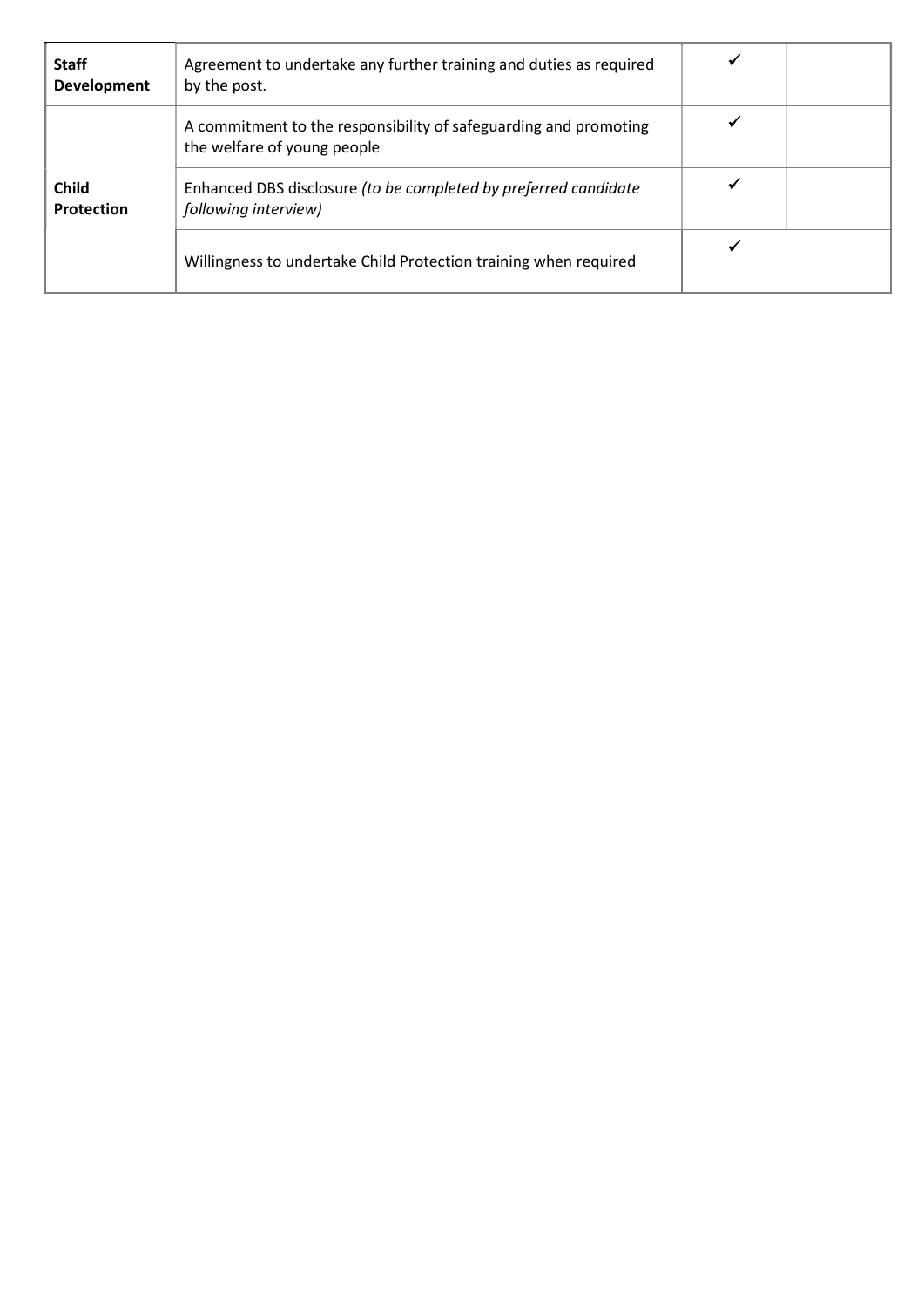| | | | |
|---|---|---|---|
| **Staff Development** | Agreement to undertake any further training and duties as required by the post. | ✓ | |
| **Child Protection** | A commitment to the responsibility of safeguarding and promoting the welfare of young people | ✓ | |
| | Enhanced DBS disclosure *(to be completed by preferred candidate following interview)* | ✓ | |
| | Willingness to undertake Child Protection training when required | ✓ | |